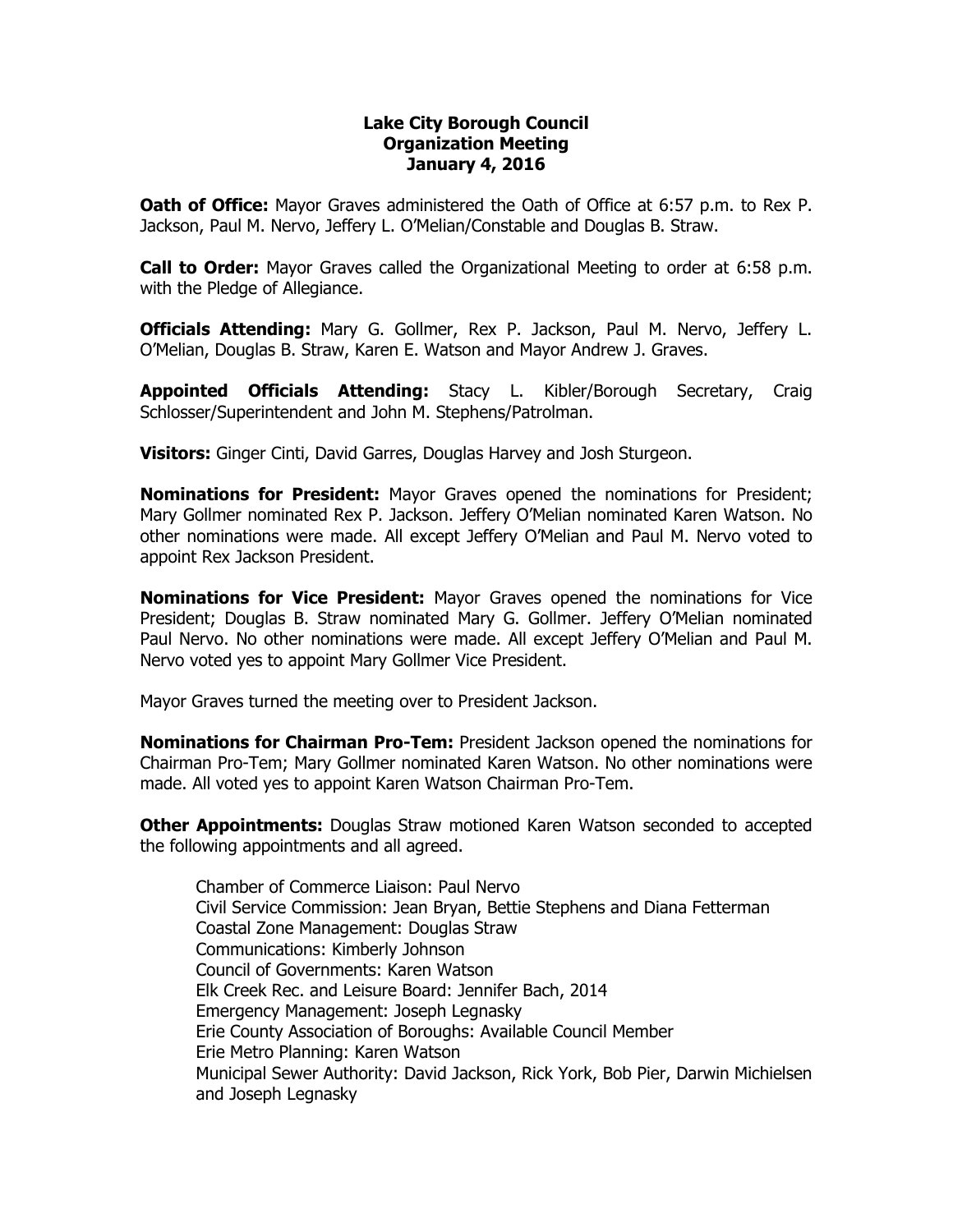# Lake City Borough Council
## Organization Meeting
### January 4, 2016

**Oath of Office:** Mayor Graves administered the Oath of Office at 6:57 p.m. to Rex P. Jackson, Paul M. Nervo, Jeffery L. O'Melian/Constable and Douglas B. Straw.

**Call to Order:** Mayor Graves called the Organizational Meeting to order at 6:58 p.m. with the Pledge of Allegiance.

**Officials Attending:** Mary G. Gollmer, Rex P. Jackson, Paul M. Nervo, Jeffery L. O'Melian, Douglas B. Straw, Karen E. Watson and Mayor Andrew J. Graves.

**Appointed Officials Attending:** Stacy L. Kibler/Borough Secretary, Craig Schlosser/Superintendent and John M. Stephens/Patrolman.

**Visitors:** Ginger Cinti, David Garres, Douglas Harvey and Josh Sturgeon.

**Nominations for President:** Mayor Graves opened the nominations for President; Mary Gollmer nominated Rex P. Jackson. Jeffery O'Melian nominated Karen Watson. No other nominations were made. All except Jeffery O'Melian and Paul M. Nervo voted to appoint Rex Jackson President.

**Nominations for Vice President:** Mayor Graves opened the nominations for Vice President; Douglas B. Straw nominated Mary G. Gollmer. Jeffery O'Melian nominated Paul Nervo. No other nominations were made. All except Jeffery O'Melian and Paul M. Nervo voted yes to appoint Mary Gollmer Vice President.

Mayor Graves turned the meeting over to President Jackson.

**Nominations for Chairman Pro-Tem:** President Jackson opened the nominations for Chairman Pro-Tem; Mary Gollmer nominated Karen Watson. No other nominations were made. All voted yes to appoint Karen Watson Chairman Pro-Tem.

**Other Appointments:** Douglas Straw motioned Karen Watson seconded to accepted the following appointments and all agreed.

Chamber of Commerce Liaison: Paul Nervo
Civil Service Commission: Jean Bryan, Bettie Stephens and Diana Fetterman
Coastal Zone Management: Douglas Straw
Communications: Kimberly Johnson
Council of Governments: Karen Watson
Elk Creek Rec. and Leisure Board: Jennifer Bach, 2014
Emergency Management: Joseph Legnasky
Erie County Association of Boroughs: Available Council Member
Erie Metro Planning: Karen Watson
Municipal Sewer Authority: David Jackson, Rick York, Bob Pier, Darwin Michielsen and Joseph Legnasky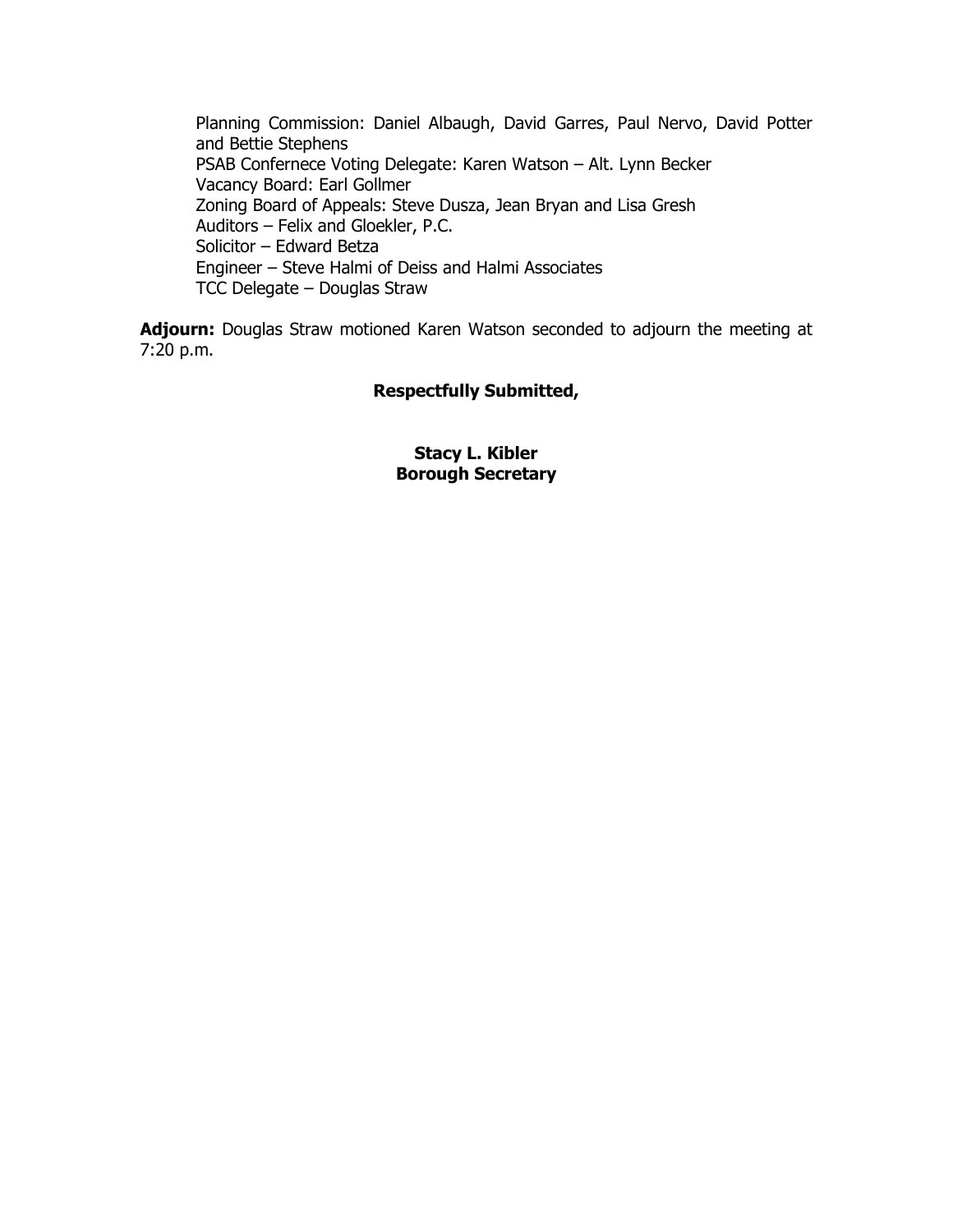Planning Commission: Daniel Albaugh, David Garres, Paul Nervo, David Potter and Bettie Stephens
PSAB Confernece Voting Delegate: Karen Watson – Alt. Lynn Becker
Vacancy Board: Earl Gollmer
Zoning Board of Appeals: Steve Dusza, Jean Bryan and Lisa Gresh
Auditors – Felix and Gloekler, P.C.
Solicitor – Edward Betza
Engineer – Steve Halmi of Deiss and Halmi Associates
TCC Delegate – Douglas Straw

**Adjourn:** Douglas Straw motioned Karen Watson seconded to adjourn the meeting at 7:20 p.m.

**Respectfully Submitted,**

**Stacy L. Kibler**
**Borough Secretary**